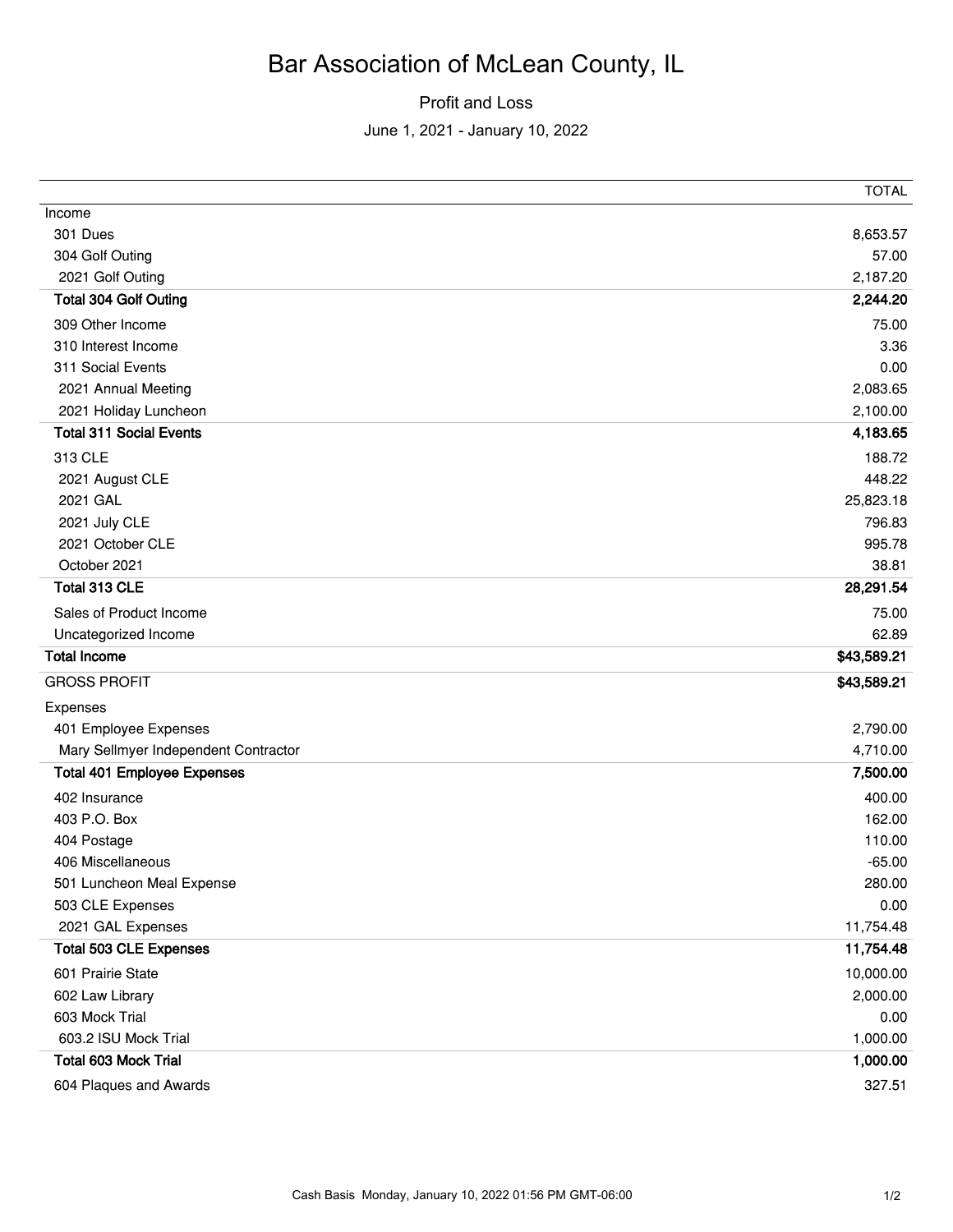# Bar Association of McLean County, IL

## Profit and Loss

June 1, 2021 - January 10, 2022

| | TOTAL |
|---|---|
| Income | |
| 301 Dues | 8,653.57 |
| 304 Golf Outing | 57.00 |
| 2021 Golf Outing | 2,187.20 |
| **Total 304 Golf Outing** | **2,244.20** |
| 309 Other Income | 75.00 |
| 310 Interest Income | 3.36 |
| 311 Social Events | 0.00 |
| 2021 Annual Meeting | 2,083.65 |
| 2021 Holiday Luncheon | 2,100.00 |
| **Total 311 Social Events** | **4,183.65** |
| 313 CLE | 188.72 |
| 2021 August CLE | 448.22 |
| 2021 GAL | 25,823.18 |
| 2021 July CLE | 796.83 |
| 2021 October CLE | 995.78 |
| October 2021 | 38.81 |
| **Total 313 CLE** | **28,291.54** |
| Sales of Product Income | 75.00 |
| Uncategorized Income | 62.89 |
| **Total Income** | **$43,589.21** |
| GROSS PROFIT | **$43,589.21** |
| Expenses | |
| 401 Employee Expenses | 2,790.00 |
| Mary Sellmyer Independent Contractor | 4,710.00 |
| **Total 401 Employee Expenses** | **7,500.00** |
| 402 Insurance | 400.00 |
| 403 P.O. Box | 162.00 |
| 404 Postage | 110.00 |
| 406 Miscellaneous | -65.00 |
| 501 Luncheon Meal Expense | 280.00 |
| 503 CLE Expenses | 0.00 |
| 2021 GAL Expenses | 11,754.48 |
| **Total 503 CLE Expenses** | **11,754.48** |
| 601 Prairie State | 10,000.00 |
| 602 Law Library | 2,000.00 |
| 603 Mock Trial | 0.00 |
| 603.2 ISU Mock Trial | 1,000.00 |
| **Total 603 Mock Trial** | **1,000.00** |
| 604 Plaques and Awards | 327.51 |

Cash Basis Monday, January 10, 2022 01:56 PM GMT-06:00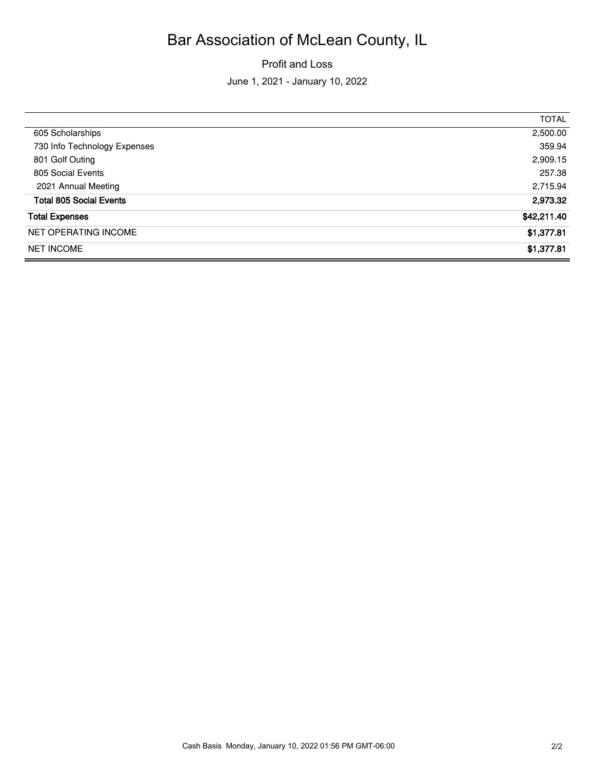# Bar Association of McLean County, IL

Profit and Loss

June 1, 2021 - January 10, 2022

| | TOTAL |
|---|---|
| 605 Scholarships | 2,500.00 |
| 730 Info Technology Expenses | 359.94 |
| 801 Golf Outing | 2,909.15 |
| 805 Social Events | 257.38 |
| 2021 Annual Meeting | 2,715.94 |
| **Total 805 Social Events** | **2,973.32** |
| **Total Expenses** | **$42,211.40** |
| NET OPERATING INCOME | **$1,377.81** |
| NET INCOME | **$1,377.81** |

Cash Basis Monday, January 10, 2022 01:56 PM GMT-06:00